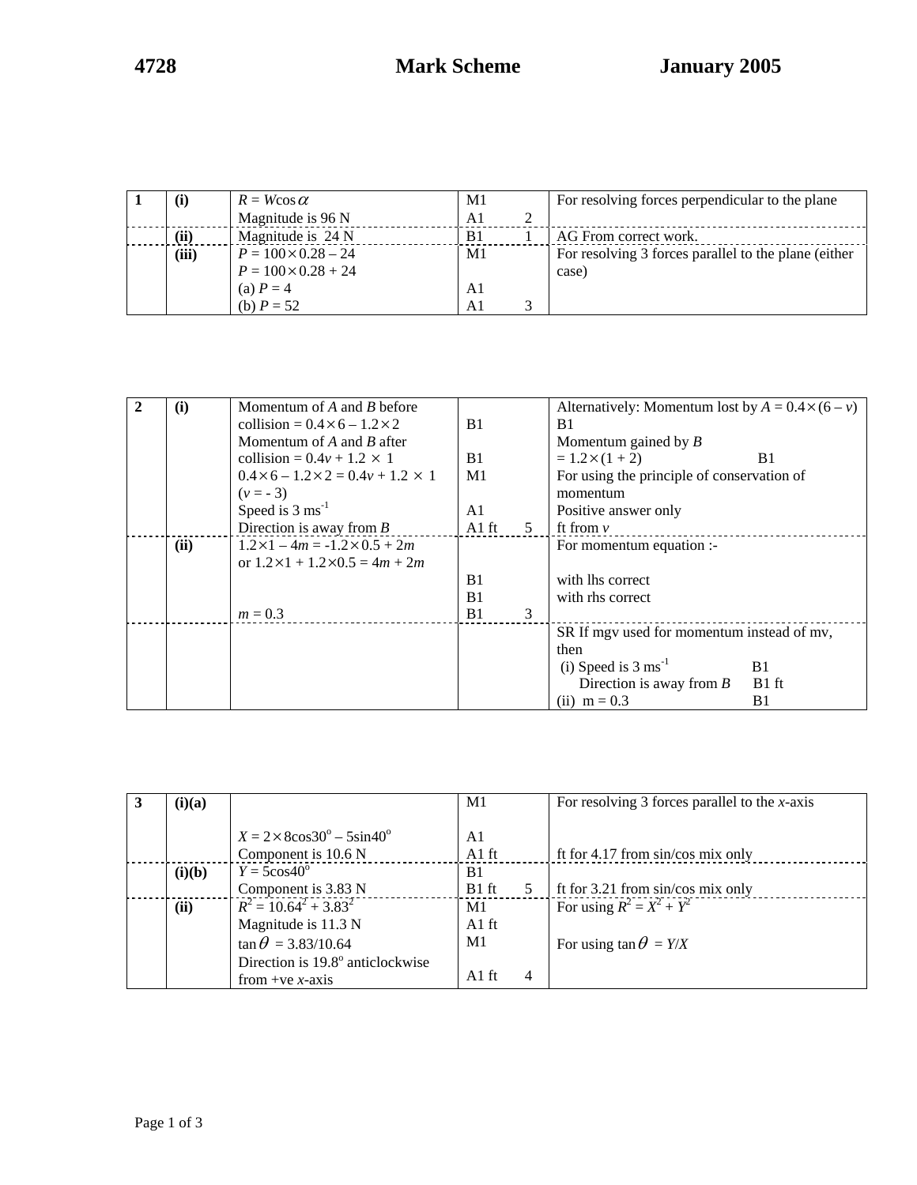| 1 | (i) | $R = W\cos\alpha$ | M1 | For resolving forces perpendicular to the plane |
|---|---|---|---|---|
| | | Magnitude is 96 N | A1 2 | |
| | (ii) | Magnitude is 24 N | B1 1 | AG From correct work. |
| | (iii) | $P = 100 \times 0.28 - 24$ | M1 | For resolving 3 forces parallel to the plane (either case) |
| | | $P = 100 \times 0.28 + 24$ | | |
| | | (a) $P = 4$ | A1 | |
| | | (b) $P = 52$ | A1 3 | |

| 2 | (i) | Momentum of $A$ and $B$ before collision = $0.4 \times 6 - 1.2 \times 2$ | B1 | Alternatively: Momentum lost by $A = 0.4 \times (6 - v)$ B1 |
|---|---|---|---|---|
| | | Momentum of $A$ and $B$ after collision = $0.4v + 1.2 \times 1$ | B1 | Momentum gained by $B$ $= 1.2 \times (1 + 2)$ B1 |
| | | $0.4 \times 6 - 1.2 \times 2 = 0.4v + 1.2 \times 1$ | M1 | For using the principle of conservation of momentum |
| | | ($v = -3$) | | |
| | | Speed is 3 ms$^{-1}$ | A1 | Positive answer only |
| | | Direction is away from $B$ | A1 ft 5 | ft from $v$ |
| | (ii) | $1.2 \times 1 - 4m = -1.2 \times 0.5 + 2m$ or $1.2 \times 1 + 1.2 \times 0.5 = 4m + 2m$ | | For momentum equation :- |
| | | | B1 | with lhs correct |
| | | | B1 | with rhs correct |
| | | $m = 0.3$ | B1 3 | |
| | | | | SR If mgv used for momentum instead of mv, then (i) Speed is 3 ms$^{-1}$ B1; Direction is away from $B$ B1 ft; (ii) m = 0.3 B1 |

| 3 | (i)(a) | | M1 | For resolving 3 forces parallel to the $x$-axis |
|---|---|---|---|---|
| | | $X = 2 \times 8\cos 30^\circ - 5\sin 40^\circ$ | A1 | |
| | | Component is 10.6 N | A1 ft | ft for 4.17 from sin/cos mix only |
| | (i)(b) | $Y = 5\cos 40^\circ$ | B1 | |
| | | Component is 3.83 N | B1 ft 5 | ft for 3.21 from sin/cos mix only |
| | (ii) | $R^2 = 10.64^2 + 3.83^2$ | M1 | For using $R^2 = X^2 + Y^2$ |
| | | Magnitude is 11.3 N | A1 ft | |
| | | $\tan\theta = 3.83/10.64$ | M1 | For using $\tan\theta = Y/X$ |
| | | Direction is 19.8$^\circ$ anticlockwise from +ve $x$-axis | A1 ft 4 | |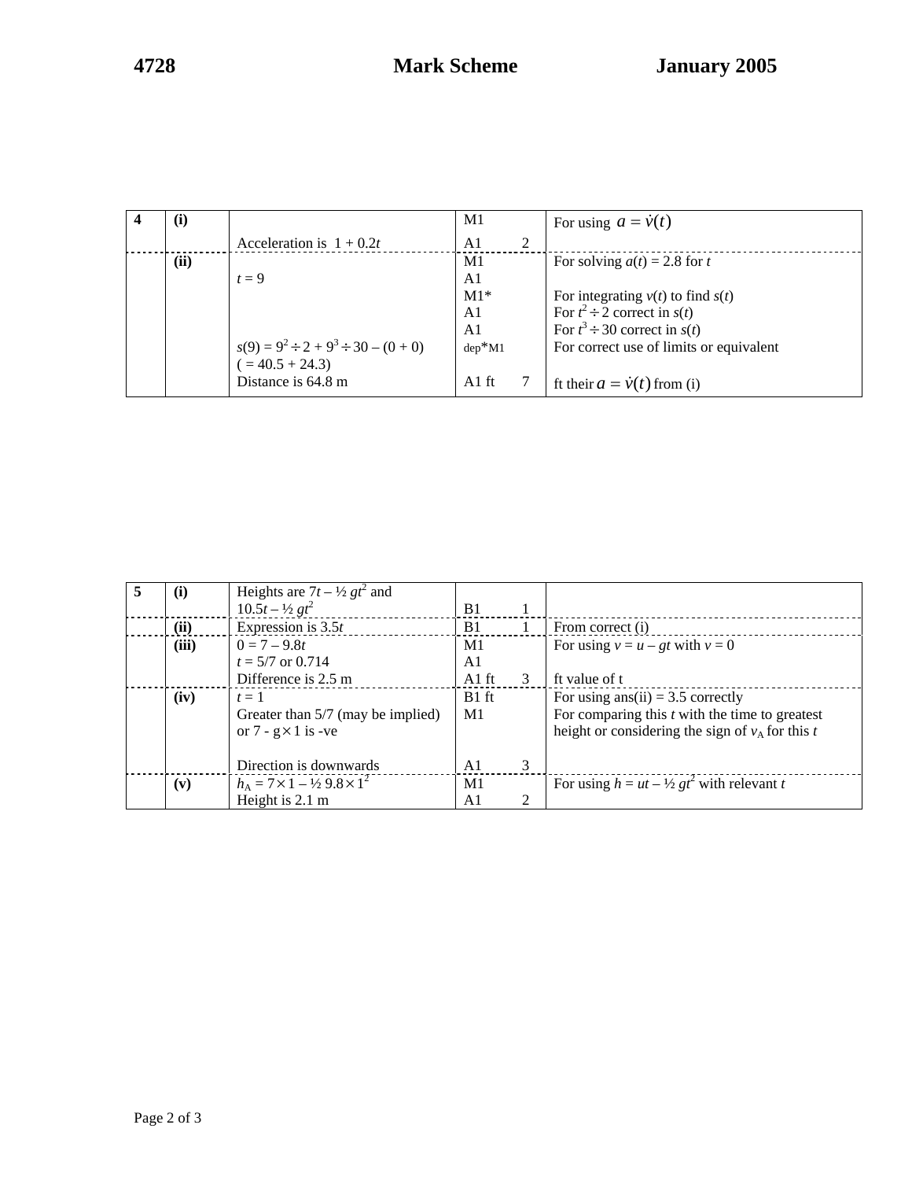| | | | | |
|---|---|---|---|---|
| 4 | (i) | | M1 | For using $a = \dot{v}(t)$ |
| | | Acceleration is $1 + 0.2t$ | A1 2 | |
| | (ii) | | M1 | For solving $a(t) = 2.8$ for $t$ |
| | | $t = 9$ | A1 | |
| | | | M1* | For integrating $v(t)$ to find $s(t)$ |
| | | | A1 | For $t^2 \div 2$ correct in $s(t)$ |
| | | | A1 | For $t^3 \div 30$ correct in $s(t)$ |
| | | $s(9) = 9^2 \div 2 + 9^3 \div 30 - (0 + 0)$ | dep*M1 | For correct use of limits or equivalent |
| | | $( = 40.5 + 24.3)$ | | |
| | | Distance is 64.8 m | A1 ft 7 | ft their $a = \dot{v}(t)$ from (i) |

| | | | | |
|---|---|---|---|---|
| 5 | (i) | Heights are $7t - ½ gt^2$ and $10.5t - ½ gt^2$ | B1 1 | |
| | (ii) | Expression is $3.5t$ | B1 1 | From correct (i) |
| | (iii) | $0 = 7 - 9.8t$ | M1 | For using $v = u - gt$ with $v = 0$ |
| | | $t = 5/7$ or 0.714 | A1 | |
| | | Difference is 2.5 m | A1 ft 3 | ft value of t |
| | (iv) | $t = 1$ | B1 ft | For using ans(ii) = 3.5 correctly |
| | | Greater than 5/7 (may be implied) or $7 - g \times 1$ is -ve | M1 | For comparing this $t$ with the time to greatest height or considering the sign of $v_A$ for this $t$ |
| | | Direction is downwards | A1 3 | |
| | (v) | $h_A = 7 \times 1 - ½\ 9.8 \times 1^2$ | M1 | For using $h = ut - ½ gt^2$ with relevant $t$ |
| | | Height is 2.1 m | A1 2 | |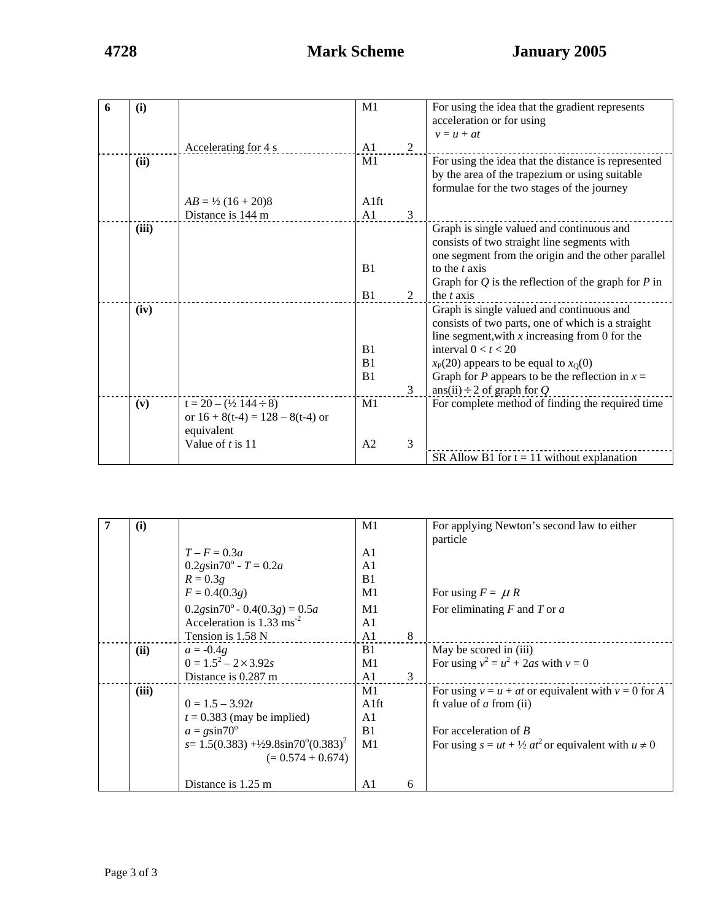| | | | | |
|---|---|---|---|---|
| 6 | (i) | | M1 | For using the idea that the gradient represents acceleration or for using $v = u + at$ |
| | | Accelerating for 4 s | A1 2 | |
| | (ii) | | M1 | For using the idea that the distance is represented by the area of the trapezium or using suitable formulae for the two stages of the journey |
| | | $AB = ½ (16 + 20)8$ | A1ft | |
| | | Distance is 144 m | A1 3 | |
| | (iii) | | B1 | Graph is single valued and continuous and consists of two straight line segments with one segment from the origin and the other parallel to the $t$ axis |
| | | | B1 2 | Graph for $Q$ is the reflection of the graph for $P$ in the $t$ axis |
| | (iv) | | B1 | Graph is single valued and continuous and consists of two parts, one of which is a straight line segment,with $x$ increasing from 0 for the interval $0 < t < 20$ |
| | | | B1 | $x_P(20)$ appears to be equal to $x_Q(0)$ |
| | | | B1 3 | Graph for $P$ appears to be the reflection in $x$ = ans(ii) $\div$ 2 of graph for $Q$ |
| | (v) | $t = 20 – (½\ 144 \div 8)$ or $16 + 8(t\text{-}4) = 128 – 8(t\text{-}4)$ or equivalent | M1 | For complete method of finding the required time |
| | | Value of $t$ is 11 | A2 3 | |
| | | | | SR Allow B1 for t = 11 without explanation |

| | | | | |
|---|---|---|---|---|
| 7 | (i) | | M1 | For applying Newton's second law to either particle |
| | | $T – F = 0.3a$ | A1 | |
| | | $0.2g\sin70^o - T = 0.2a$ | A1 | |
| | | $R = 0.3g$ | B1 | |
| | | $F = 0.4(0.3g)$ | M1 | For using $F = \mu R$ |
| | | $0.2g\sin70^o - 0.4(0.3g) = 0.5a$ | M1 | For eliminating $F$ and $T$ or $a$ |
| | | Acceleration is 1.33 ms$^{-2}$ | A1 | |
| | | Tension is 1.58 N | A1 8 | |
| | (ii) | $a = -0.4g$ | B1 | May be scored in (iii) |
| | | $0 = 1.5^2 – 2 \times 3.92s$ | M1 | For using $v^2 = u^2 + 2as$ with $v = 0$ |
| | | Distance is 0.287 m | A1 3 | |
| | (iii) | | M1 | For using $v = u + at$ or equivalent with $v = 0$ for $A$ |
| | | $0 = 1.5 – 3.92t$ | A1ft | ft value of $a$ from (ii) |
| | | $t = 0.383$ (may be implied) | A1 | |
| | | $a = g\sin70^o$ | B1 | For acceleration of $B$ |
| | | $s = 1.5(0.383) + ½ 9.8\sin70^o(0.383)^2$ $(= 0.574 + 0.674)$ | M1 | For using $s = ut + ½\ at^2$ or equivalent with $u \neq 0$ |
| | | Distance is 1.25 m | A1 6 | |